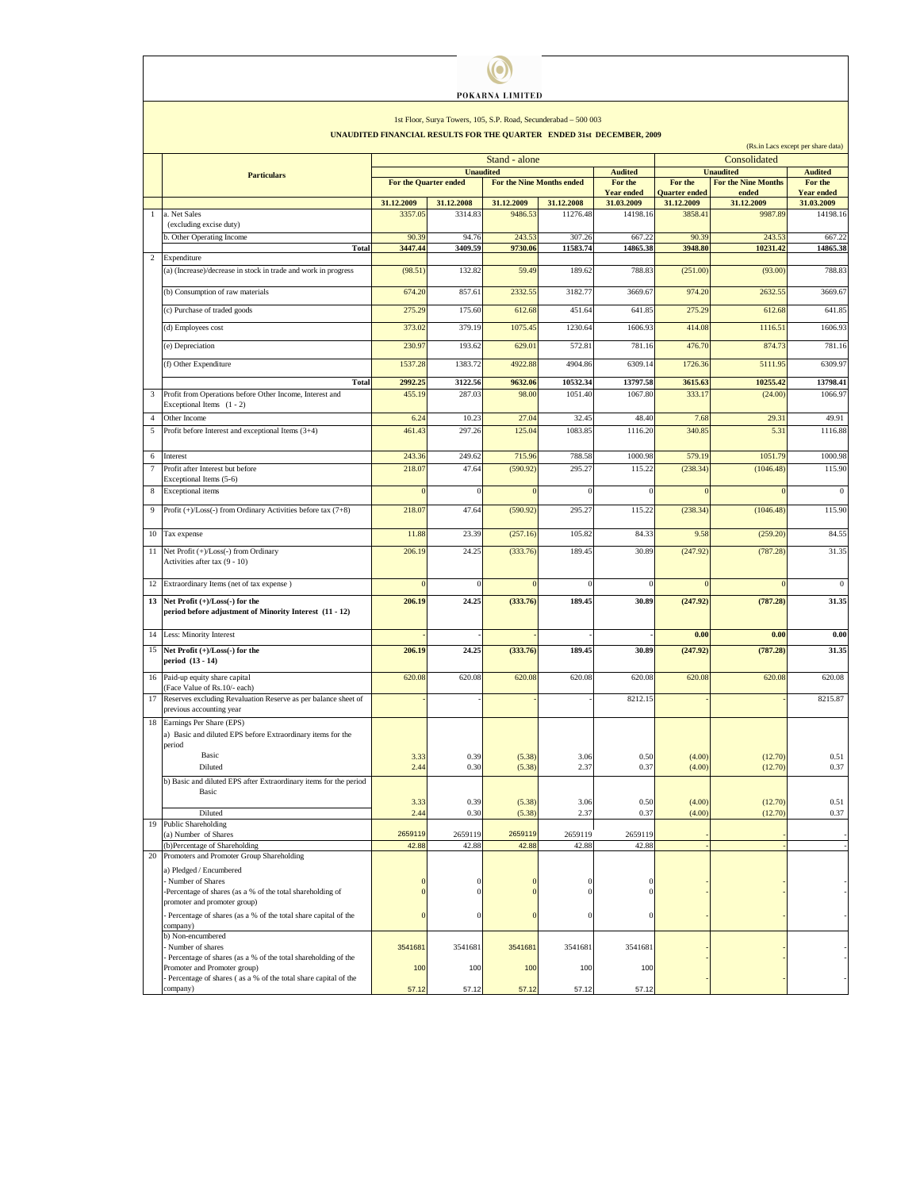# POKARNA LIMITED

1st Floor, Surya Towers, 105, S.P. Road, Secunderabad – 500 003

## UNAUDITED FINANCIAL RESULTS FOR THE QUARTER ENDED 31st DECEMBER, 2009

(Rs.in Lacs except per share data)

| | Particulars | Stand - alone | | | | | Consolidated | | |
|---|---|---|---|---|---|---|---|---|---|
| | | Unaudited | | | | Audited | Unaudited | | Audited |
| | | For the Quarter ended | | For the Nine Months ended | | For the Year ended | For the Quarter ended | For the Nine Months ended | For the Year ended |
| | | 31.12.2009 | 31.12.2008 | 31.12.2009 | 31.12.2008 | 31.03.2009 | 31.12.2009 | 31.12.2009 | 31.03.2009 |
| 1 | a. Net Sales (excluding excise duty) | 3357.05 | 3314.83 | 9486.53 | 11276.48 | 14198.16 | 3858.41 | 9987.89 | 14198.16 |
| | b. Other Operating Income | 90.39 | 94.76 | 243.53 | 307.26 | 667.22 | 90.39 | 243.53 | 667.22 |
| | **Total** | **3447.44** | **3409.59** | **9730.06** | **11583.74** | **14865.38** | **3948.80** | **10231.42** | **14865.38** |
| 2 | Expenditure | | | | | | | | |
| | (a) (Increase)/decrease in stock in trade and work in progress | (98.51) | 132.82 | 59.49 | 189.62 | 788.83 | (251.00) | (93.00) | 788.83 |
| | (b) Consumption of raw materials | 674.20 | 857.61 | 2332.55 | 3182.77 | 3669.67 | 974.20 | 2632.55 | 3669.67 |
| | (c) Purchase of traded goods | 275.29 | 175.60 | 612.68 | 451.64 | 641.85 | 275.29 | 612.68 | 641.85 |
| | (d) Employees cost | 373.02 | 379.19 | 1075.45 | 1230.64 | 1606.93 | 414.08 | 1116.51 | 1606.93 |
| | (e) Depreciation | 230.97 | 193.62 | 629.01 | 572.81 | 781.16 | 476.70 | 874.73 | 781.16 |
| | (f) Other Expenditure | 1537.28 | 1383.72 | 4922.88 | 4904.86 | 6309.14 | 1726.36 | 5111.95 | 6309.97 |
| | **Total** | **2992.25** | **3122.56** | **9632.06** | **10532.34** | **13797.58** | **3615.63** | **10255.42** | **13798.41** |
| 3 | Profit from Operations before Other Income, Interest and Exceptional Items (1 - 2) | 455.19 | 287.03 | 98.00 | 1051.40 | 1067.80 | 333.17 | (24.00) | 1066.97 |
| 4 | Other Income | 6.24 | 10.23 | 27.04 | 32.45 | 48.40 | 7.68 | 29.31 | 49.91 |
| 5 | Profit before Interest and exceptional Items (3+4) | 461.43 | 297.26 | 125.04 | 1083.85 | 1116.20 | 340.85 | 5.31 | 1116.88 |
| 6 | Interest | 243.36 | 249.62 | 715.96 | 788.58 | 1000.98 | 579.19 | 1051.79 | 1000.98 |
| 7 | Profit after Interest but before Exceptional Items (5-6) | 218.07 | 47.64 | (590.92) | 295.27 | 115.22 | (238.34) | (1046.48) | 115.90 |
| 8 | Exceptional items | 0 | 0 | 0 | 0 | 0 | 0 | 0 | 0 |
| 9 | Profit (+)/Loss(-) from Ordinary Activities before tax (7+8) | 218.07 | 47.64 | (590.92) | 295.27 | 115.22 | (238.34) | (1046.48) | 115.90 |
| 10 | Tax expense | 11.88 | 23.39 | (257.16) | 105.82 | 84.33 | 9.58 | (259.20) | 84.55 |
| 11 | Net Profit (+)/Loss(-) from Ordinary Activities after tax (9 - 10) | 206.19 | 24.25 | (333.76) | 189.45 | 30.89 | (247.92) | (787.28) | 31.35 |
| 12 | Extraordinary Items (net of tax expense ) | 0 | 0 | 0 | 0 | 0 | 0 | 0 | 0 |
| **13** | **Net Profit (+)/Loss(-) for the period before adjustment of Minority Interest (11 - 12)** | **206.19** | **24.25** | **(333.76)** | **189.45** | **30.89** | **(247.92)** | **(787.28)** | **31.35** |
| 14 | Less: Minority Interest | - | - | - | - | - | **0.00** | **0.00** | **0.00** |
| 15 | **Net Profit (+)/Loss(-) for the period (13 - 14)** | **206.19** | **24.25** | **(333.76)** | **189.45** | **30.89** | **(247.92)** | **(787.28)** | **31.35** |
| 16 | Paid-up equity share capital (Face Value of Rs.10/- each) | 620.08 | 620.08 | 620.08 | 620.08 | 620.08 | 620.08 | 620.08 | 620.08 |
| 17 | Reserves excluding Revaluation Reserve as per balance sheet of previous accounting year | - | - | - | - | 8212.15 | - | - | 8215.87 |
| 18 | Earnings Per Share (EPS) | | | | | | | | |
| | a) Basic and diluted EPS before Extraordinary items for the period | | | | | | | | |
| | Basic | 3.33 | 0.39 | (5.38) | 3.06 | 0.50 | (4.00) | (12.70) | 0.51 |
| | Diluted | 2.44 | 0.30 | (5.38) | 2.37 | 0.37 | (4.00) | (12.70) | 0.37 |
| | b) Basic and diluted EPS after Extraordinary items for the period | | | | | | | | |
| | Basic | 3.33 | 0.39 | (5.38) | 3.06 | 0.50 | (4.00) | (12.70) | 0.51 |
| | Diluted | 2.44 | 0.30 | (5.38) | 2.37 | 0.37 | (4.00) | (12.70) | 0.37 |
| 19 | Public Shareholding | | | | | | | | |
| | (a) Number of Shares | 2659119 | 2659119 | 2659119 | 2659119 | 2659119 | - | - | - |
| | (b)Percentage of Shareholding | 42.88 | 42.88 | 42.88 | 42.88 | 42.88 | - | - | - |
| 20 | Promoters and Promoter Group Shareholding | | | | | | | | |
| | a) Pledged / Encumbered | | | | | | | | |
| | - Number of Shares | 0 | 0 | 0 | 0 | 0 | - | - | - |
| | -Percentage of shares (as a % of the total shareholding of promoter and promoter group) | 0 | 0 | 0 | 0 | 0 | - | - | - |
| | - Percentage of shares (as a % of the total share capital of the company) | 0 | 0 | 0 | 0 | 0 | - | - | - |
| | b) Non-encumbered | | | | | | | | |
| | - Number of shares | 3541681 | 3541681 | 3541681 | 3541681 | 3541681 | - | - | - |
| | - Percentage of shares (as a % of the total shareholding of the Promoter and Promoter group) | 100 | 100 | 100 | 100 | 100 | - | - | - |
| | - Percentage of shares ( as a % of the total share capital of the company) | 57.12 | 57.12 | 57.12 | 57.12 | 57.12 | - | - | - |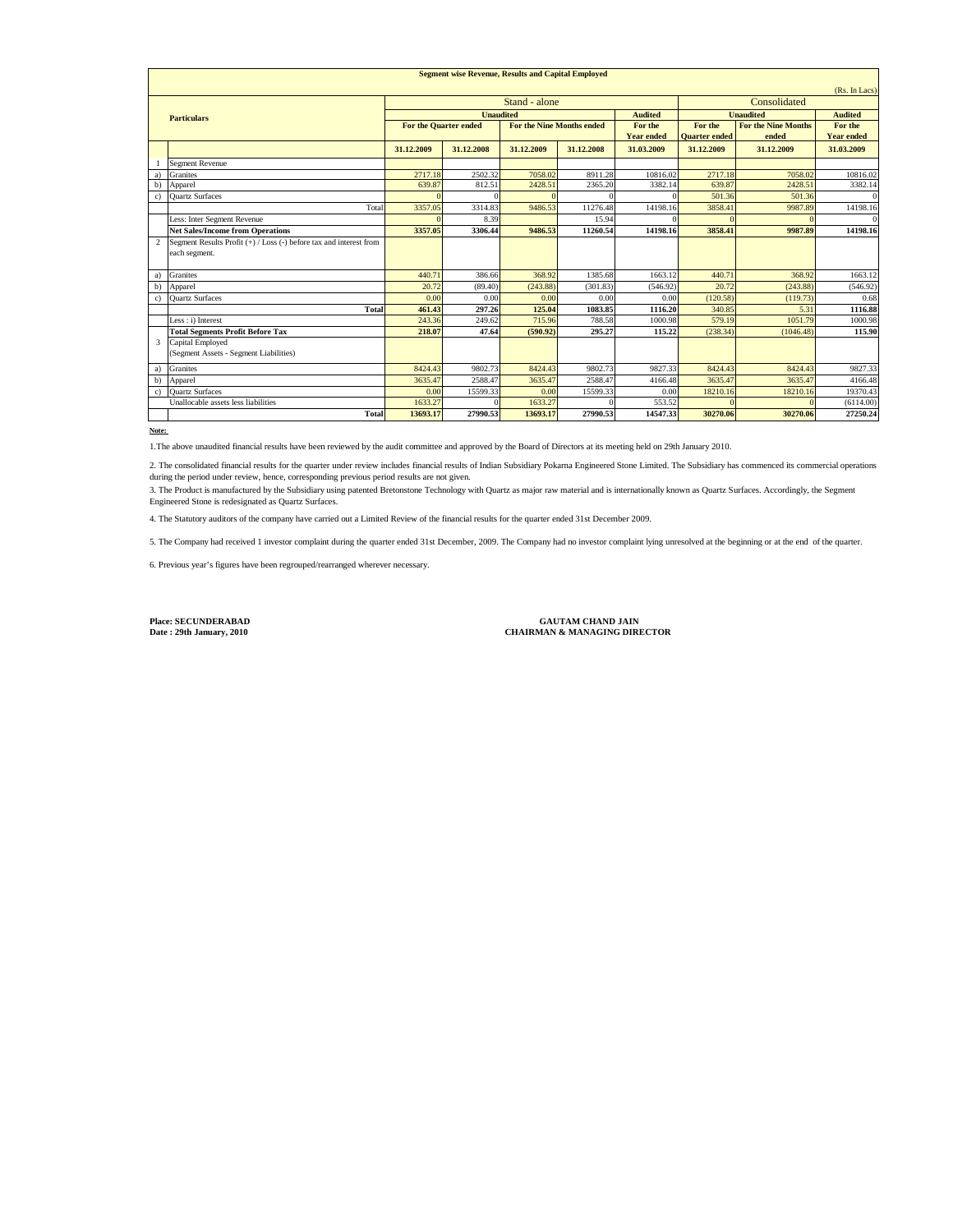## Segment wise Revenue, Results and Capital Employed

(Rs. In Lacs)

| | Particulars | Stand - alone | | | | | Consolidated | | |
|---|---|---|---|---|---|---|---|---|---|
| | | Unaudited | | | | Audited | Unaudited | | Audited |
| | | For the Quarter ended | | For the Nine Months ended | | For the Year ended | For the Quarter ended | For the Nine Months ended | For the Year ended |
| | | 31.12.2009 | 31.12.2008 | 31.12.2009 | 31.12.2008 | 31.03.2009 | 31.12.2009 | 31.12.2009 | 31.03.2009 |
| 1 | Segment Revenue | | | | | | | | |
| a) | Granites | 2717.18 | 2502.32 | 7058.02 | 8911.28 | 10816.02 | 2717.18 | 7058.02 | 10816.02 |
| b) | Apparel | 639.87 | 812.51 | 2428.51 | 2365.20 | 3382.14 | 639.87 | 2428.51 | 3382.14 |
| c) | Quartz Surfaces | 0 | 0 | 0 | 0 | 0 | 501.36 | 501.36 | 0 |
| | Total | 3357.05 | 3314.83 | 9486.53 | 11276.48 | 14198.16 | 3858.41 | 9987.89 | 14198.16 |
| | Less: Inter Segment Revenue | 0 | 8.39 | | 15.94 | 0 | 0 | 0 | 0 |
| | **Net Sales/Income from Operations** | **3357.05** | **3306.44** | **9486.53** | **11260.54** | **14198.16** | **3858.41** | **9987.89** | **14198.16** |
| 2 | Segment Results Profit (+) / Loss (-) before tax and interest from each segment. | | | | | | | | |
| a) | Granites | 440.71 | 386.66 | 368.92 | 1385.68 | 1663.12 | 440.71 | 368.92 | 1663.12 |
| b) | Apparel | 20.72 | (89.40) | (243.88) | (301.83) | (546.92) | 20.72 | (243.88) | (546.92) |
| c) | Quartz Surfaces | 0.00 | 0.00 | 0.00 | 0.00 | 0.00 | (120.58) | (119.73) | 0.68 |
| | **Total** | **461.43** | **297.26** | **125.04** | **1083.85** | **1116.20** | **340.85** | **5.31** | **1116.88** |
| | Less : i) Interest | 243.36 | 249.62 | 715.96 | 788.58 | 1000.98 | 579.19 | 1051.79 | 1000.98 |
| | **Total Segments Profit Before Tax** | **218.07** | **47.64** | **(590.92)** | **295.27** | **115.22** | **(238.34)** | **(1046.48)** | **115.90** |
| 3 | Capital Employed (Segment Assets - Segment Liabilities) | | | | | | | | |
| a) | Granites | 8424.43 | 9802.73 | 8424.43 | 9802.73 | 9827.33 | 8424.43 | 8424.43 | 9827.33 |
| b) | Apparel | 3635.47 | 2588.47 | 3635.47 | 2588.47 | 4166.48 | 3635.47 | 3635.47 | 4166.48 |
| c) | Quartz Surfaces | 0.00 | 15599.33 | 0.00 | 15599.33 | 0.00 | 18210.16 | 18210.16 | 19370.43 |
| | Unallocable assets less liabilities | 1633.27 | 0 | 1633.27 | 0 | 553.52 | 0 | 0 | (6114.00) |
| | **Total** | **13693.17** | **27990.53** | **13693.17** | **27990.53** | **14547.33** | **30270.06** | **30270.06** | **27250.24** |

**Note:**

1.The above unaudited financial results have been reviewed by the audit committee and approved by the Board of Directors at its meeting held on 29th January 2010.

2. The consolidated financial results for the quarter under review includes financial results of Indian Subsidiary Pokarna Engineered Stone Limited. The Subsidiary has commenced its commercial operations during the period under review, hence, corresponding previous period results are not given.

3. The Product is manufactured by the Subsidiary using patented Bretonstone Technology with Quartz as major raw material and is internationally known as Quartz Surfaces. Accordingly, the Segment Engineered Stone is redesignated as Quartz Surfaces.

4. The Statutory auditors of the company have carried out a Limited Review of the financial results for the quarter ended 31st December 2009.

5. The Company had received 1 investor complaint during the quarter ended 31st December, 2009. The Company had no investor complaint lying unresolved at the beginning or at the end of the quarter.

6. Previous year's figures have been regrouped/rearranged wherever necessary.

**Place: SECUNDERABAD**
**Date : 29th January, 2010**

**GAUTAM CHAND JAIN**
**CHAIRMAN & MANAGING DIRECTOR**